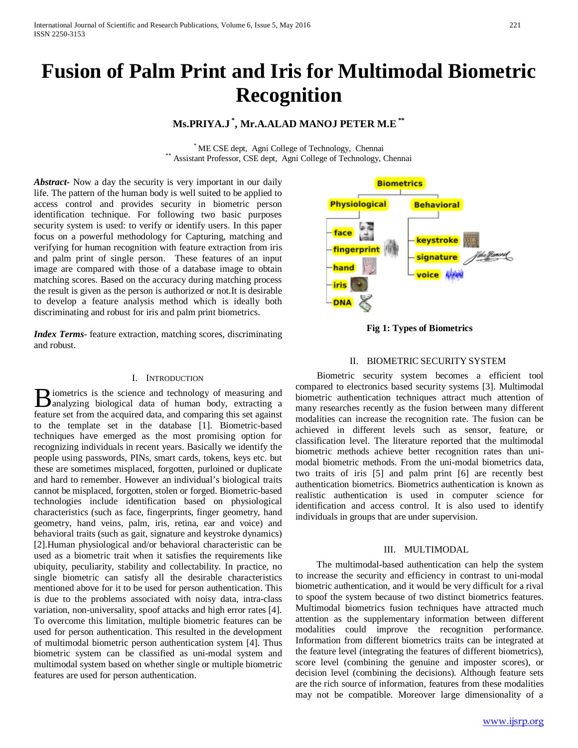# Fusion of Palm Print and Iris for Multimodal Biometric Recognition

**Ms.PRIYA.J [*], Mr.A.ALAD MANOJ PETER M.E [**]**

[*] ME CSE dept, Agni College of Technology, Chennai
[**] Assistant Professor, CSE dept, Agni College of Technology, Chennai

***Abstract***- Now a day the security is very important in our daily life. The pattern of the human body is well suited to be applied to access control and provides security in biometric person identification technique. For following two basic purposes security system is used: to verify or identify users. In this paper focus on a powerful methodology for Capturing, matching and verifying for human recognition with feature extraction from iris and palm print of single person. These features of an input image are compared with those of a database image to obtain matching scores. Based on the accuracy during matching process the result is given as the person is authorized or not.It is desirable to develop a feature analysis method which is ideally both discriminating and robust for iris and palm print biometrics.

***Index Terms***- feature extraction, matching scores, discriminating and robust.

## I. Introduction

Biometrics is the science and technology of measuring and analyzing biological data of human body, extracting a feature set from the acquired data, and comparing this set against to the template set in the database [1]. Biometric-based techniques have emerged as the most promising option for recognizing individuals in recent years. Basically we identify the people using passwords, PINs, smart cards, tokens, keys etc. but these are sometimes misplaced, forgotten, purloined or duplicate and hard to remember. However an individual's biological traits cannot be misplaced, forgotten, stolen or forged. Biometric-based technologies include identification based on physiological characteristics (such as face, fingerprints, finger geometry, hand geometry, hand veins, palm, iris, retina, ear and voice) and behavioral traits (such as gait, signature and keystroke dynamics) [2].Human physiological and/or behavioral characteristic can be used as a biometric trait when it satisfies the requirements like ubiquity, peculiarity, stability and collectability. In practice, no single biometric can satisfy all the desirable characteristics mentioned above for it to be used for person authentication. This is due to the problems associated with noisy data, intra-class variation, non-universality, spoof attacks and high error rates [4]. To overcome this limitation, multiple biometric features can be used for person authentication. This resulted in the development of multimodal biometric person authentication system [4]. Thus biometric system can be classified as uni-modal system and multimodal system based on whether single or multiple biometric features are used for person authentication.

**Fig 1: Types of Biometrics**

## II. Biometric Security System

Biometric security system becomes a efficient tool compared to electronics based security systems [3]. Multimodal biometric authentication techniques attract much attention of many researches recently as the fusion between many different modalities can increase the recognition rate. The fusion can be achieved in different levels such as sensor, feature, or classification level. The literature reported that the multimodal biometric methods achieve better recognition rates than uni-modal biometric methods. From the uni-modal biometrics data, two traits of iris [5] and palm print [6] are recently best authentication biometrics. Biometrics authentication is known as realistic authentication is used in computer science for identification and access control. It is also used to identify individuals in groups that are under supervision.

## III. Multimodal

The multimodal-based authentication can help the system to increase the security and efficiency in contrast to uni-modal biometric authentication, and it would be very difficult for a rival to spoof the system because of two distinct biometrics features. Multimodal biometrics fusion techniques have attracted much attention as the supplementary information between different modalities could improve the recognition performance. Information from different biometrics traits can be integrated at the feature level (integrating the features of different biometrics), score level (combining the genuine and imposter scores), or decision level (combining the decisions). Although feature sets are the rich source of information, features from these modalities may not be compatible. Moreover large dimensionality of a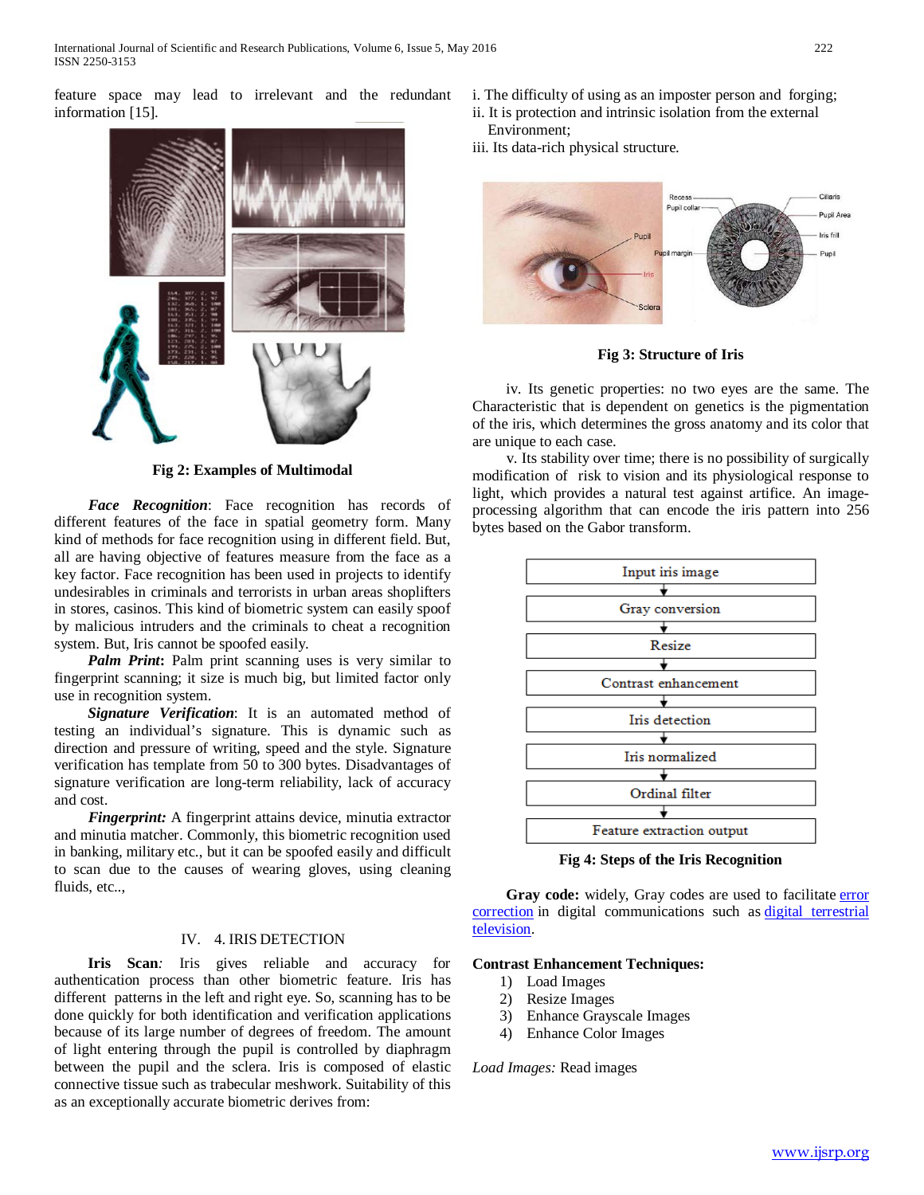feature space may lead to irrelevant and the redundant information [15].

**Fig 2: Examples of Multimodal**

***Face Recognition***: Face recognition has records of different features of the face in spatial geometry form. Many kind of methods for face recognition using in different field. But, all are having objective of features measure from the face as a key factor. Face recognition has been used in projects to identify undesirables in criminals and terrorists in urban areas shoplifters in stores, casinos. This kind of biometric system can easily spoof by malicious intruders and the criminals to cheat a recognition system. But, Iris cannot be spoofed easily.

***Palm Print*****:** Palm print scanning uses is very similar to fingerprint scanning; it size is much big, but limited factor only use in recognition system.

***Signature Verification***: It is an automated method of testing an individual's signature. This is dynamic such as direction and pressure of writing, speed and the style. Signature verification has template from 50 to 300 bytes. Disadvantages of signature verification are long-term reliability, lack of accuracy and cost.

***Fingerprint:*** A fingerprint attains device, minutia extractor and minutia matcher. Commonly, this biometric recognition used in banking, military etc., but it can be spoofed easily and difficult to scan due to the causes of wearing gloves, using cleaning fluids, etc..,

## IV. 4. IRIS DETECTION

**Iris Scan***:* Iris gives reliable and accuracy for authentication process than other biometric feature. Iris has different patterns in the left and right eye. So, scanning has to be done quickly for both identification and verification applications because of its large number of degrees of freedom. The amount of light entering through the pupil is controlled by diaphragm between the pupil and the sclera. Iris is composed of elastic connective tissue such as trabecular meshwork. Suitability of this as an exceptionally accurate biometric derives from:

i. The difficulty of using as an imposter person and forging;
ii. It is protection and intrinsic isolation from the external Environment;
iii. Its data-rich physical structure.

**Fig 3: Structure of Iris**

iv. Its genetic properties: no two eyes are the same. The Characteristic that is dependent on genetics is the pigmentation of the iris, which determines the gross anatomy and its color that are unique to each case.

v. Its stability over time; there is no possibility of surgically modification of risk to vision and its physiological response to light, which provides a natural test against artifice. An image-processing algorithm that can encode the iris pattern into 256 bytes based on the Gabor transform.

Input iris image → Gray conversion → Resize → Contrast enhancement → Iris detection → Iris normalized → Ordinal filter → Feature extraction output

**Fig 4: Steps of the Iris Recognition**

**Gray code:** widely, Gray codes are used to facilitate error correction in digital communications such as digital terrestrial television.

**Contrast Enhancement Techniques:**

1) Load Images
2) Resize Images
3) Enhance Grayscale Images
4) Enhance Color Images

*Load Images:* Read images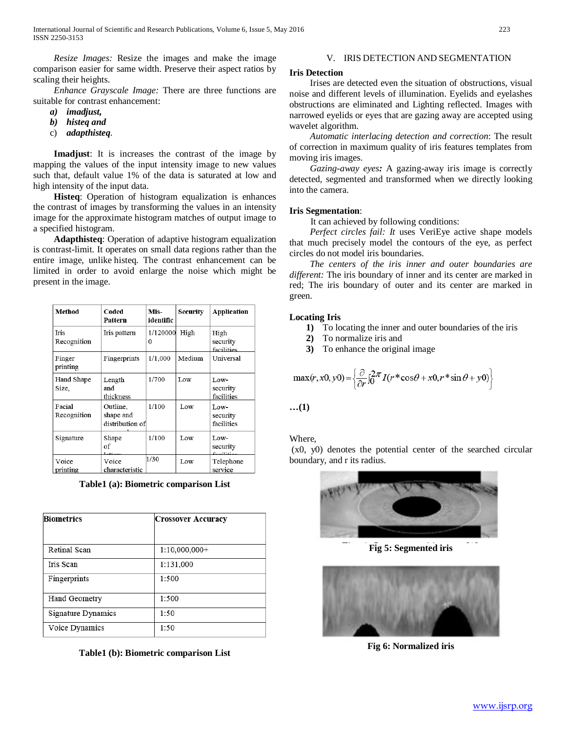*Resize Images:* Resize the images and make the image comparison easier for same width. Preserve their aspect ratios by scaling their heights.

*Enhance Grayscale Image:* There are three functions are suitable for contrast enhancement:

- ***a) imadjust,***
- ***b) histeq and***
- c) ***adapthisteq***.

**Imadjust**: It is increases the contrast of the image by mapping the values of the input intensity image to new values such that, default value 1% of the data is saturated at low and high intensity of the input data.

**Histeq**: Operation of histogram equalization is enhances the contrast of images by transforming the values in an intensity image for the approximate histogram matches of output image to a specified histogram.

**Adapthisteq**: Operation of adaptive histogram equalization is contrast-limit. It operates on small data regions rather than the entire image, unlike histeq. The contrast enhancement can be limited in order to avoid enlarge the noise which might be present in the image.

| Method | Coded Pattern | Mis-identific | Security | Application |
|---|---|---|---|---|
| Iris Recognition | Iris pattern | 1/1200000 | High | High security facilities |
| Finger printing | Fingerprints | 1/1,000 | Medium | Universal |
| Hand Shape Size, | Length and thickness | 1/700 | Low | Low-security facilities |
| Facial Recognition | Outline, shape and distribution of | 1/100 | Low | Low-security facilities |
| Signature | Shape of letters | 1/100 | Low | Low-security facilities |
| Voice printing | Voice characteristic | 1/30 | Low | Telephone service |

**Table1 (a): Biometric comparison List**

| Biometrics | Crossover Accuracy |
|---|---|
| Retinal Scan | 1:10,000,000+ |
| Iris Scan | 1:131,000 |
| Fingerprints | 1:500 |
| Hand Geometry | 1:500 |
| Signature Dynamics | 1:50 |
| Voice Dynamics | 1:50 |

**Table1 (b): Biometric comparison List**

## V. IRIS DETECTION AND SEGMENTATION

**Iris Detection**

Irises are detected even the situation of obstructions, visual noise and different levels of illumination. Eyelids and eyelashes obstructions are eliminated and Lighting reflected. Images with narrowed eyelids or eyes that are gazing away are accepted using wavelet algorithm.

*Automatic interlacing detection and correction*: The result of correction in maximum quality of iris features templates from moving iris images.

*Gazing-away eyes:* A gazing-away iris image is correctly detected, segmented and transformed when we directly looking into the camera.

**Iris Segmentation**:

It can achieved by following conditions:

*Perfect circles fail: It* uses VeriEye active shape models that much precisely model the contours of the eye, as perfect circles do not model iris boundaries.

*The centers of the iris inner and outer boundaries are different:* The iris boundary of inner and its center are marked in red; The iris boundary of outer and its center are marked in green.

**Locating Iris**

1) To locating the inner and outer boundaries of the iris
2) To normalize iris and
3) To enhance the original image

$$\max(r, x0, y0) = \left\{ \frac{\partial}{\partial r} \int_0^{2\pi} I(r * \cos\theta + x0, r * \sin\theta + y0) \right\}$$

**…(1)**

Where,

(x0, y0) denotes the potential center of the searched circular boundary, and r its radius.

**Fig 5: Segmented iris**

**Fig 6: Normalized iris**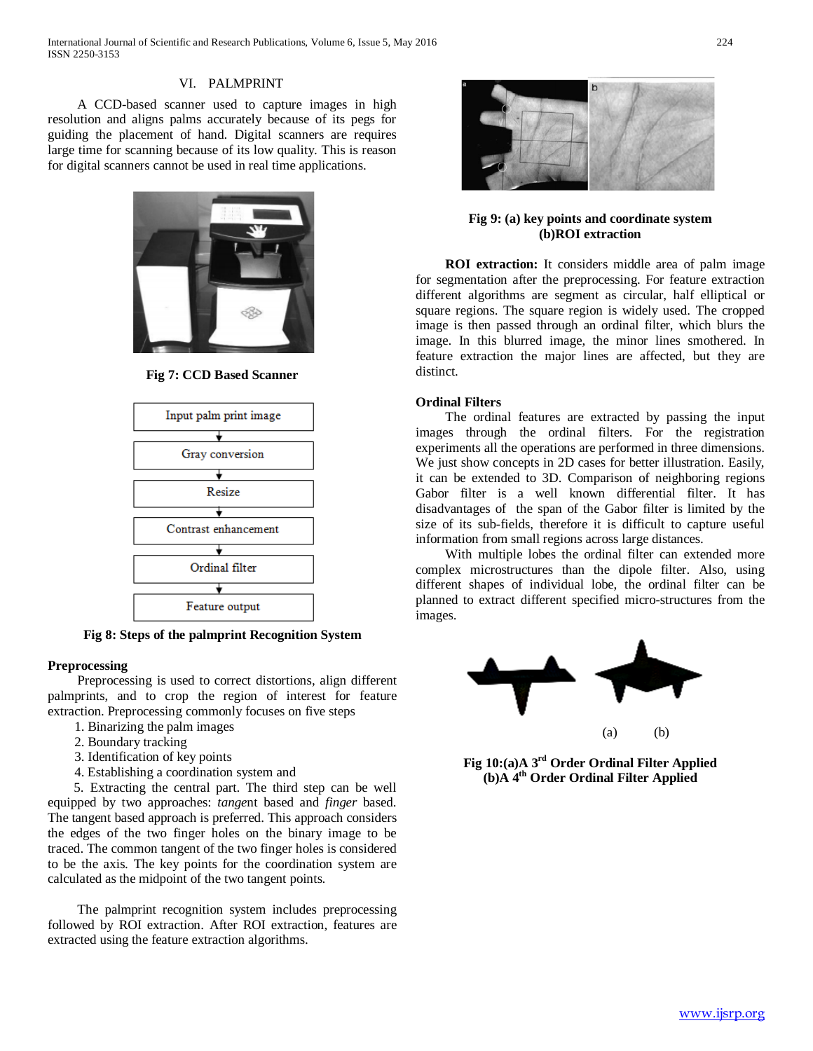## VI. PALMPRINT

A CCD-based scanner used to capture images in high resolution and aligns palms accurately because of its pegs for guiding the placement of hand. Digital scanners are requires large time for scanning because of its low quality. This is reason for digital scanners cannot be used in real time applications.

**Fig 7: CCD Based Scanner**

Input palm print image → Gray conversion → Resize → Contrast enhancement → Ordinal filter → Feature output

**Fig 8: Steps of the palmprint Recognition System**

### Preprocessing

Preprocessing is used to correct distortions, align different palmprints, and to crop the region of interest for feature extraction. Preprocessing commonly focuses on five steps

1. Binarizing the palm images
2. Boundary tracking
3. Identification of key points
4. Establishing a coordination system and
5. Extracting the central part. The third step can be well equipped by two approaches: *tange*nt based and *finger* based. The tangent based approach is preferred. This approach considers the edges of the two finger holes on the binary image to be traced. The common tangent of the two finger holes is considered to be the axis. The key points for the coordination system are calculated as the midpoint of the two tangent points.

The palmprint recognition system includes preprocessing followed by ROI extraction. After ROI extraction, features are extracted using the feature extraction algorithms.

**Fig 9: (a) key points and coordinate system (b)ROI extraction**

**ROI extraction:** It considers middle area of palm image for segmentation after the preprocessing. For feature extraction different algorithms are segment as circular, half elliptical or square regions. The square region is widely used. The cropped image is then passed through an ordinal filter, which blurs the image. In this blurred image, the minor lines smothered. In feature extraction the major lines are affected, but they are distinct.

### Ordinal Filters

The ordinal features are extracted by passing the input images through the ordinal filters. For the registration experiments all the operations are performed in three dimensions. We just show concepts in 2D cases for better illustration. Easily, it can be extended to 3D. Comparison of neighboring regions Gabor filter is a well known differential filter. It has disadvantages of the span of the Gabor filter is limited by the size of its sub-fields, therefore it is difficult to capture useful information from small regions across large distances.

With multiple lobes the ordinal filter can extended more complex microstructures than the dipole filter. Also, using different shapes of individual lobe, the ordinal filter can be planned to extract different specified micro-structures from the images.

(a) (b)

**Fig 10:(a)A 3rd Order Ordinal Filter Applied (b)A 4th Order Ordinal Filter Applied**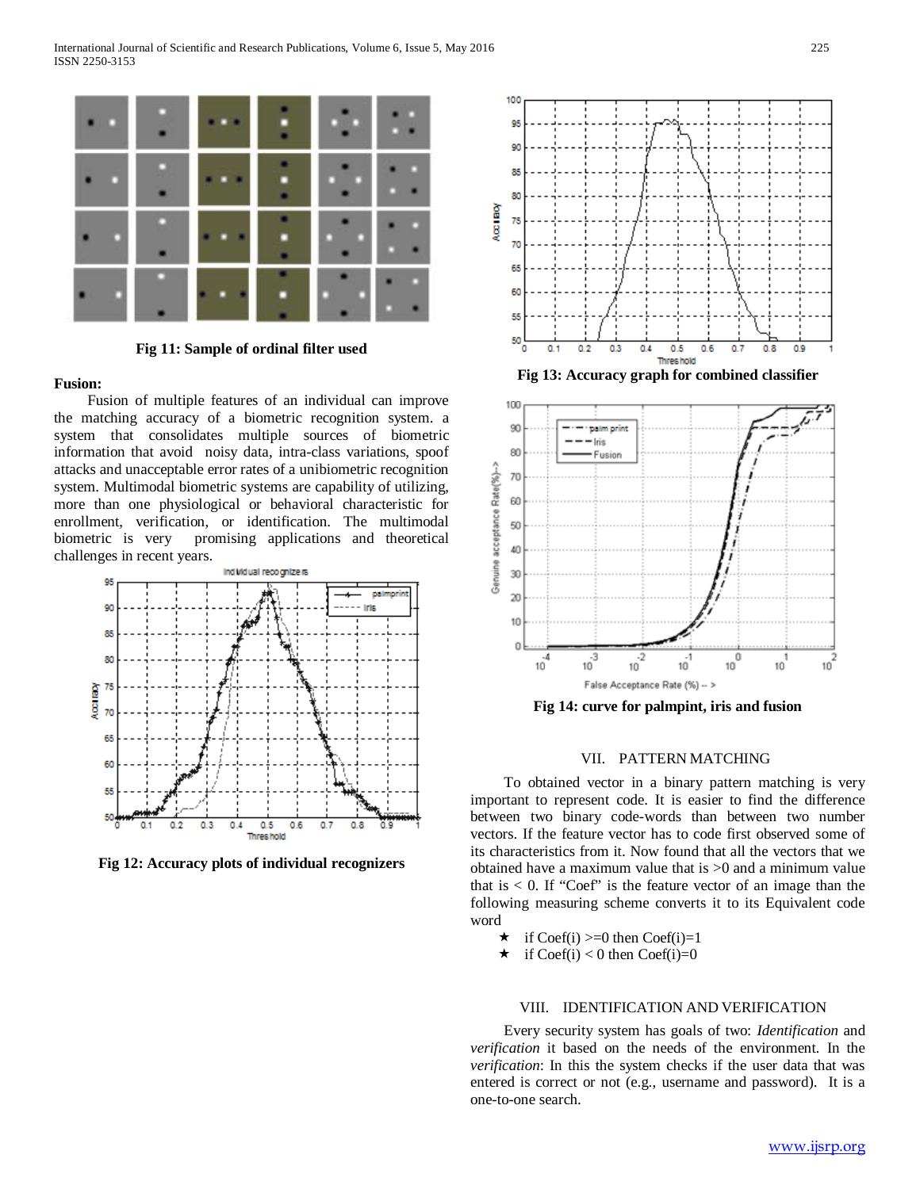Fig 11: Sample of ordinal filter used

**Fusion:**

Fusion of multiple features of an individual can improve the matching accuracy of a biometric recognition system. a system that consolidates multiple sources of biometric information that avoid noisy data, intra-class variations, spoof attacks and unacceptable error rates of a unibiometric recognition system. Multimodal biometric systems are capability of utilizing, more than one physiological or behavioral characteristic for enrollment, verification, or identification. The multimodal biometric is very promising applications and theoretical challenges in recent years.

**Fig 12: Accuracy plots of individual recognizers**

**Fig 13: Accuracy graph for combined classifier**

**Fig 14: curve for palmpint, iris and fusion**

## VII. PATTERN MATCHING

To obtained vector in a binary pattern matching is very important to represent code. It is easier to find the difference between two binary code-words than between two number vectors. If the feature vector has to code first observed some of its characteristics from it. Now found that all the vectors that we obtained have a maximum value that is >0 and a minimum value that is < 0. If "Coef" is the feature vector of an image than the following measuring scheme converts it to its Equivalent code word

- ★ if Coef(i) >=0 then Coef(i)=1
- ★ if Coef(i) < 0 then Coef(i)=0

## VIII. IDENTIFICATION AND VERIFICATION

Every security system has goals of two: *Identification* and *verification* it based on the needs of the environment. In the *verification*: In this the system checks if the user data that was entered is correct or not (e.g., username and password). It is a one-to-one search.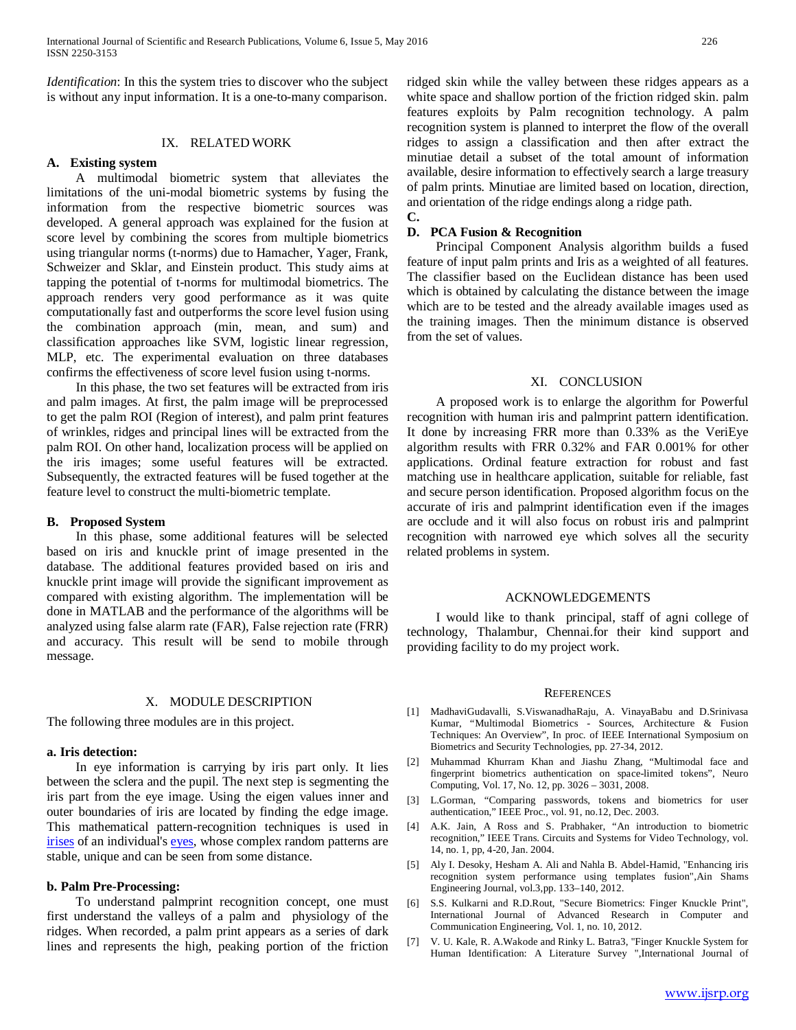*Identification*: In this the system tries to discover who the subject is without any input information. It is a one-to-many comparison.

## IX. RELATED WORK

### A. Existing system

A multimodal biometric system that alleviates the limitations of the uni-modal biometric systems by fusing the information from the respective biometric sources was developed. A general approach was explained for the fusion at score level by combining the scores from multiple biometrics using triangular norms (t-norms) due to Hamacher, Yager, Frank, Schweizer and Sklar, and Einstein product. This study aims at tapping the potential of t-norms for multimodal biometrics. The approach renders very good performance as it was quite computationally fast and outperforms the score level fusion using the combination approach (min, mean, and sum) and classification approaches like SVM, logistic linear regression, MLP, etc. The experimental evaluation on three databases confirms the effectiveness of score level fusion using t-norms.

In this phase, the two set features will be extracted from iris and palm images. At first, the palm image will be preprocessed to get the palm ROI (Region of interest), and palm print features of wrinkles, ridges and principal lines will be extracted from the palm ROI. On other hand, localization process will be applied on the iris images; some useful features will be extracted. Subsequently, the extracted features will be fused together at the feature level to construct the multi-biometric template.

### B. Proposed System

In this phase, some additional features will be selected based on iris and knuckle print of image presented in the database. The additional features provided based on iris and knuckle print image will provide the significant improvement as compared with existing algorithm. The implementation will be done in MATLAB and the performance of the algorithms will be analyzed using false alarm rate (FAR), False rejection rate (FRR) and accuracy. This result will be send to mobile through message.

## X. MODULE DESCRIPTION

The following three modules are in this project.

### a. Iris detection:

In eye information is carrying by iris part only. It lies between the sclera and the pupil. The next step is segmenting the iris part from the eye image. Using the eigen values inner and outer boundaries of iris are located by finding the edge image. This mathematical pattern-recognition techniques is used in irises of an individual's eyes, whose complex random patterns are stable, unique and can be seen from some distance.

### b. Palm Pre-Processing:

To understand palmprint recognition concept, one must first understand the valleys of a palm and physiology of the ridges. When recorded, a palm print appears as a series of dark lines and represents the high, peaking portion of the friction ridged skin while the valley between these ridges appears as a white space and shallow portion of the friction ridged skin. palm features exploits by Palm recognition technology. A palm recognition system is planned to interpret the flow of the overall ridges to assign a classification and then after extract the minutiae detail a subset of the total amount of information available, desire information to effectively search a large treasury of palm prints. Minutiae are limited based on location, direction, and orientation of the ridge endings along a ridge path.

### C.

### D. PCA Fusion & Recognition

Principal Component Analysis algorithm builds a fused feature of input palm prints and Iris as a weighted of all features. The classifier based on the Euclidean distance has been used which is obtained by calculating the distance between the image which are to be tested and the already available images used as the training images. Then the minimum distance is observed from the set of values.

## XI. CONCLUSION

A proposed work is to enlarge the algorithm for Powerful recognition with human iris and palmprint pattern identification. It done by increasing FRR more than 0.33% as the VeriEye algorithm results with FRR 0.32% and FAR 0.001% for other applications. Ordinal feature extraction for robust and fast matching use in healthcare application, suitable for reliable, fast and secure person identification. Proposed algorithm focus on the accurate of iris and palmprint identification even if the images are occlude and it will also focus on robust iris and palmprint recognition with narrowed eye which solves all the security related problems in system.

## ACKNOWLEDGEMENTS

I would like to thank principal, staff of agni college of technology, Thalambur, Chennai.for their kind support and providing facility to do my project work.

## REFERENCES

[1] MadhaviGudavalli, S.ViswanadhaRaju, A. VinayaBabu and D.Srinivasa Kumar, "Multimodal Biometrics - Sources, Architecture & Fusion Techniques: An Overview", In proc. of IEEE International Symposium on Biometrics and Security Technologies, pp. 27-34, 2012.

[2] Muhammad Khurram Khan and Jiashu Zhang, "Multimodal face and fingerprint biometrics authentication on space-limited tokens", Neuro Computing, Vol. 17, No. 12, pp. 3026 – 3031, 2008.

[3] L.Gorman, "Comparing passwords, tokens and biometrics for user authentication," IEEE Proc., vol. 91, no.12, Dec. 2003.

[4] A.K. Jain, A Ross and S. Prabhaker, "An introduction to biometric recognition," IEEE Trans. Circuits and Systems for Video Technology, vol. 14, no. 1, pp, 4-20, Jan. 2004.

[5] Aly I. Desoky, Hesham A. Ali and Nahla B. Abdel-Hamid, "Enhancing iris recognition system performance using templates fusion",Ain Shams Engineering Journal, vol.3,pp. 133–140, 2012.

[6] S.S. Kulkarni and R.D.Rout, "Secure Biometrics: Finger Knuckle Print", International Journal of Advanced Research in Computer and Communication Engineering, Vol. 1, no. 10, 2012.

[7] V. U. Kale, R. A.Wakode and Rinky L. Batra3, "Finger Knuckle System for Human Identification: A Literature Survey ",International Journal of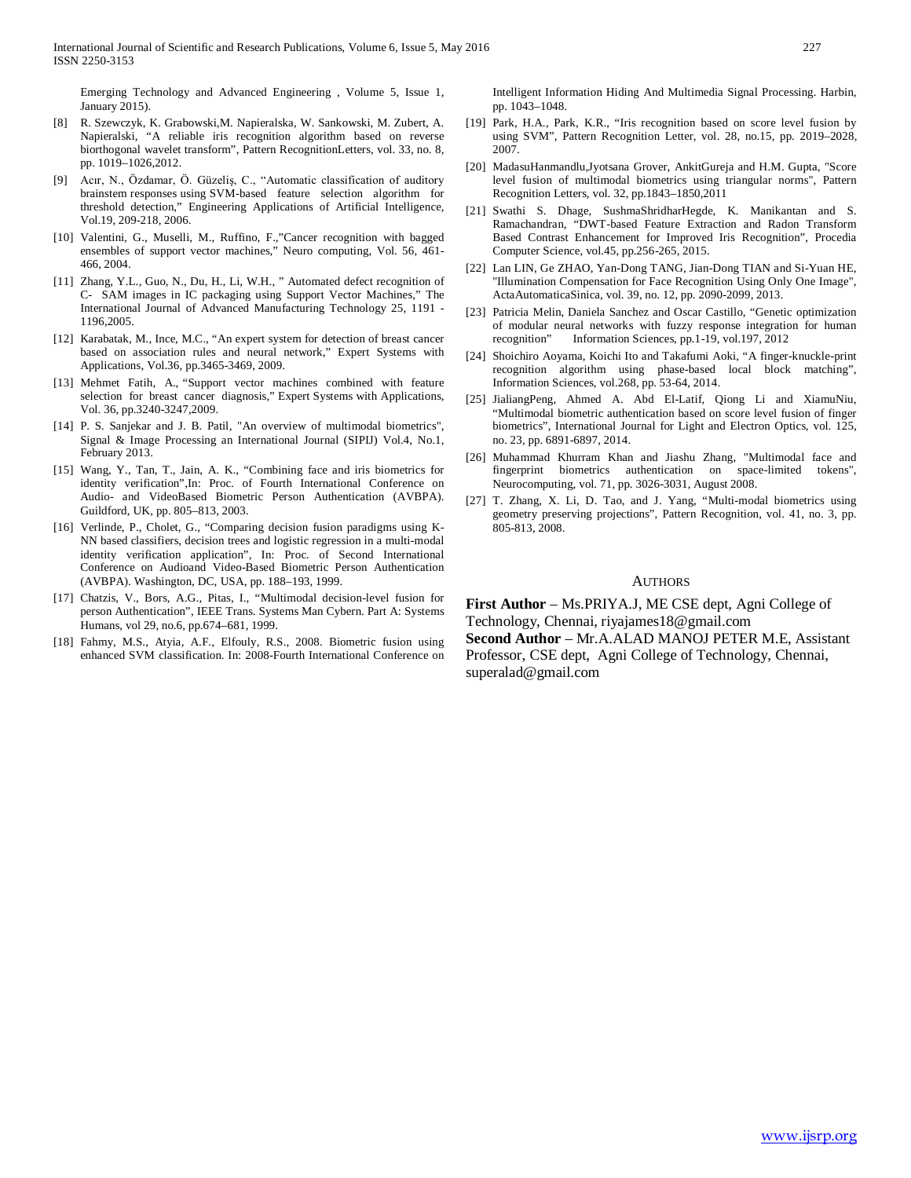Emerging Technology and Advanced Engineering , Volume 5, Issue 1, January 2015).

[8] R. Szewczyk, K. Grabowski,M. Napieralska, W. Sankowski, M. Zubert, A. Napieralski, "A reliable iris recognition algorithm based on reverse biorthogonal wavelet transform", Pattern RecognitionLetters, vol. 33, no. 8, pp. 1019–1026,2012.

[9] Acır, N., Özdamar, Ö. Güzeliş, C., "Automatic classification of auditory brainstem responses using SVM-based feature selection algorithm for threshold detection," Engineering Applications of Artificial Intelligence, Vol.19, 209-218, 2006.

[10] Valentini, G., Muselli, M., Ruffino, F.,"Cancer recognition with bagged ensembles of support vector machines," Neuro computing, Vol. 56, 461-466, 2004.

[11] Zhang, Y.L., Guo, N., Du, H., Li, W.H., " Automated defect recognition of C- SAM images in IC packaging using Support Vector Machines," The International Journal of Advanced Manufacturing Technology 25, 1191 - 1196,2005.

[12] Karabatak, M., Ince, M.C., "An expert system for detection of breast cancer based on association rules and neural network," Expert Systems with Applications, Vol.36, pp.3465-3469, 2009.

[13] Mehmet Fatih, A., "Support vector machines combined with feature selection for breast cancer diagnosis," Expert Systems with Applications, Vol. 36, pp.3240-3247,2009.

[14] P. S. Sanjekar and J. B. Patil, "An overview of multimodal biometrics", Signal & Image Processing an International Journal (SIPIJ) Vol.4, No.1, February 2013.

[15] Wang, Y., Tan, T., Jain, A. K., "Combining face and iris biometrics for identity verification",In: Proc. of Fourth International Conference on Audio- and VideoBased Biometric Person Authentication (AVBPA). Guildford, UK, pp. 805–813, 2003.

[16] Verlinde, P., Cholet, G., "Comparing decision fusion paradigms using K-NN based classifiers, decision trees and logistic regression in a multi-modal identity verification application", In: Proc. of Second International Conference on Audioand Video-Based Biometric Person Authentication (AVBPA). Washington, DC, USA, pp. 188–193, 1999.

[17] Chatzis, V., Bors, A.G., Pitas, I., "Multimodal decision-level fusion for person Authentication", IEEE Trans. Systems Man Cybern. Part A: Systems Humans, vol 29, no.6, pp.674–681, 1999.

[18] Fahmy, M.S., Atyia, A.F., Elfouly, R.S., 2008. Biometric fusion using enhanced SVM classification. In: 2008-Fourth International Conference on Intelligent Information Hiding And Multimedia Signal Processing. Harbin, pp. 1043–1048.

[19] Park, H.A., Park, K.R., "Iris recognition based on score level fusion by using SVM", Pattern Recognition Letter, vol. 28, no.15, pp. 2019–2028, 2007.

[20] MadasuHanmandlu,Jyotsana Grover, AnkitGureja and H.M. Gupta, "Score level fusion of multimodal biometrics using triangular norms", Pattern Recognition Letters, vol. 32, pp.1843–1850,2011

[21] Swathi S. Dhage, SushmaShridharHegde, K. Manikantan and S. Ramachandran, "DWT-based Feature Extraction and Radon Transform Based Contrast Enhancement for Improved Iris Recognition", Procedia Computer Science, vol.45, pp.256-265, 2015.

[22] Lan LIN, Ge ZHAO, Yan-Dong TANG, Jian-Dong TIAN and Si-Yuan HE, "Illumination Compensation for Face Recognition Using Only One Image", ActaAutomaticaSinica, vol. 39, no. 12, pp. 2090-2099, 2013.

[23] Patricia Melin, Daniela Sanchez and Oscar Castillo, "Genetic optimization of modular neural networks with fuzzy response integration for human recognition" Information Sciences, pp.1-19, vol.197, 2012

[24] Shoichiro Aoyama, Koichi Ito and Takafumi Aoki, "A finger-knuckle-print recognition algorithm using phase-based local block matching", Information Sciences, vol.268, pp. 53-64, 2014.

[25] JialiangPeng, Ahmed A. Abd El-Latif, Qiong Li and XiamuNiu, "Multimodal biometric authentication based on score level fusion of finger biometrics", International Journal for Light and Electron Optics, vol. 125, no. 23, pp. 6891-6897, 2014.

[26] Muhammad Khurram Khan and Jiashu Zhang, "Multimodal face and fingerprint biometrics authentication on space-limited tokens", Neurocomputing, vol. 71, pp. 3026-3031, August 2008.

[27] T. Zhang, X. Li, D. Tao, and J. Yang, "Multi-modal biometrics using geometry preserving projections", Pattern Recognition, vol. 41, no. 3, pp. 805-813, 2008.

## AUTHORS

**First Author** – Ms.PRIYA.J, ME CSE dept, Agni College of Technology, Chennai, riyajames18@gmail.com

**Second Author** – Mr.A.ALAD MANOJ PETER M.E, Assistant Professor, CSE dept, Agni College of Technology, Chennai, superalad@gmail.com